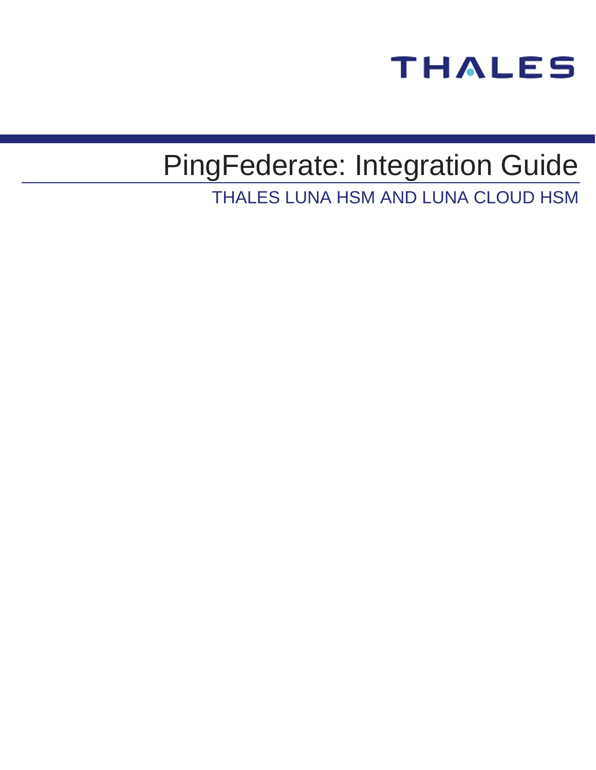THALES

# PingFederate: Integration Guide

THALES LUNA HSM AND LUNA CLOUD HSM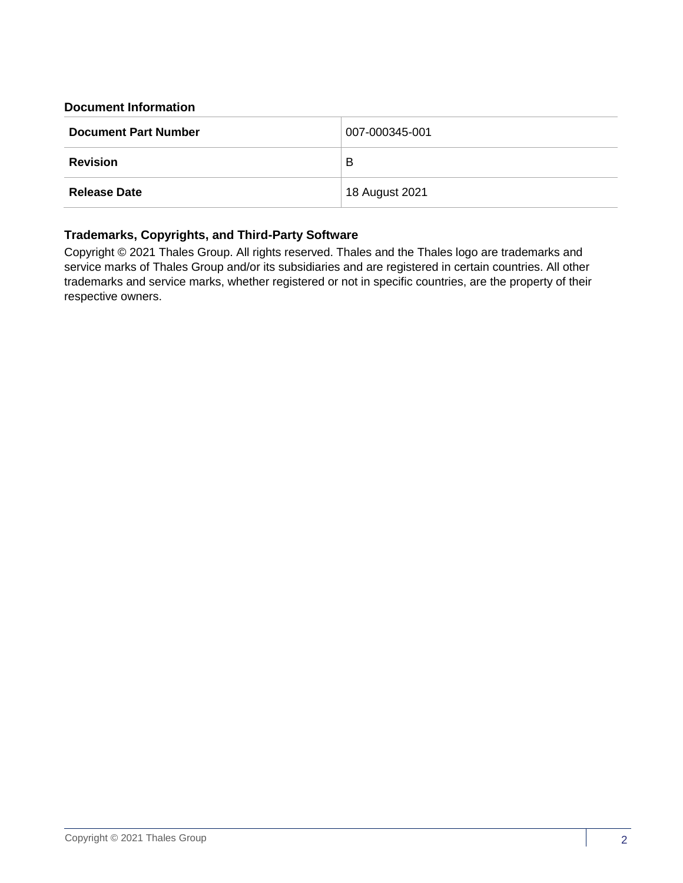**Document Information**

| Document Part Number | 007-000345-001 |
| --- | --- |
| **Revision** | B |
| **Release Date** | 18 August 2021 |

**Trademarks, Copyrights, and Third-Party Software**

Copyright © 2021 Thales Group. All rights reserved. Thales and the Thales logo are trademarks and service marks of Thales Group and/or its subsidiaries and are registered in certain countries. All other trademarks and service marks, whether registered or not in specific countries, are the property of their respective owners.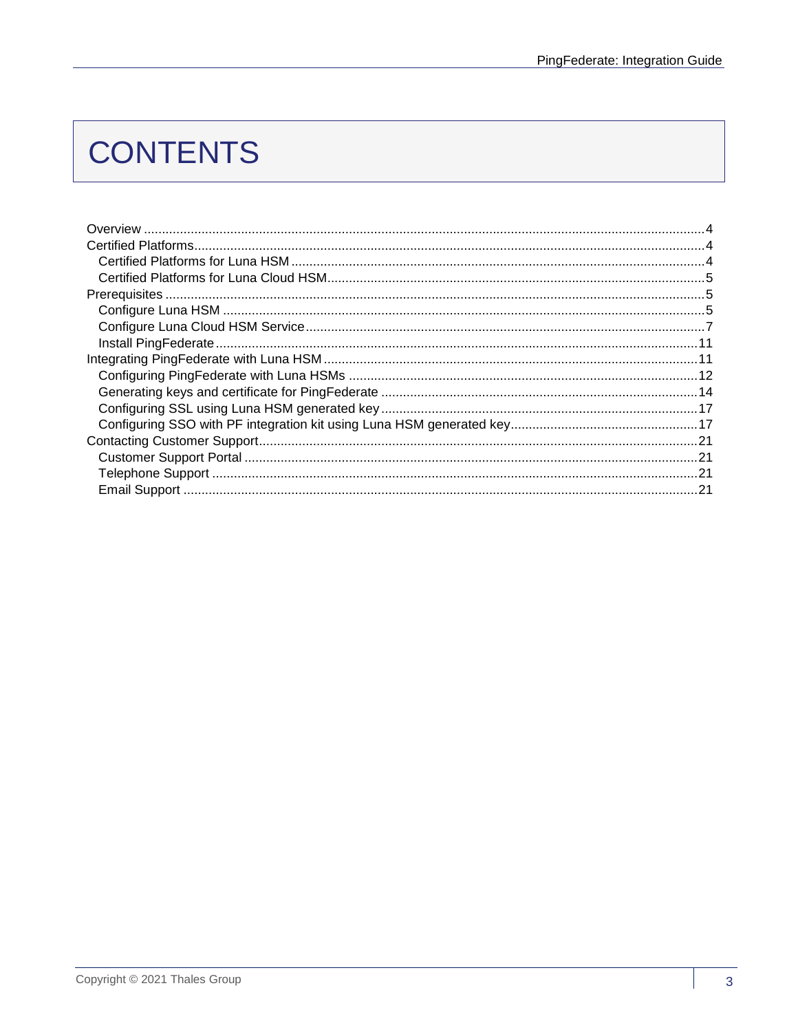# CONTENTS

- Overview ... 4
- Certified Platforms ... 4
  - Certified Platforms for Luna HSM ... 4
  - Certified Platforms for Luna Cloud HSM ... 5
- Prerequisites ... 5
  - Configure Luna HSM ... 5
  - Configure Luna Cloud HSM Service ... 7
  - Install PingFederate ... 11
- Integrating PingFederate with Luna HSM ... 11
  - Configuring PingFederate with Luna HSMs ... 12
  - Generating keys and certificate for PingFederate ... 14
  - Configuring SSL using Luna HSM generated key ... 17
  - Configuring SSO with PF integration kit using Luna HSM generated key ... 17
- Contacting Customer Support ... 21
  - Customer Support Portal ... 21
  - Telephone Support ... 21
  - Email Support ... 21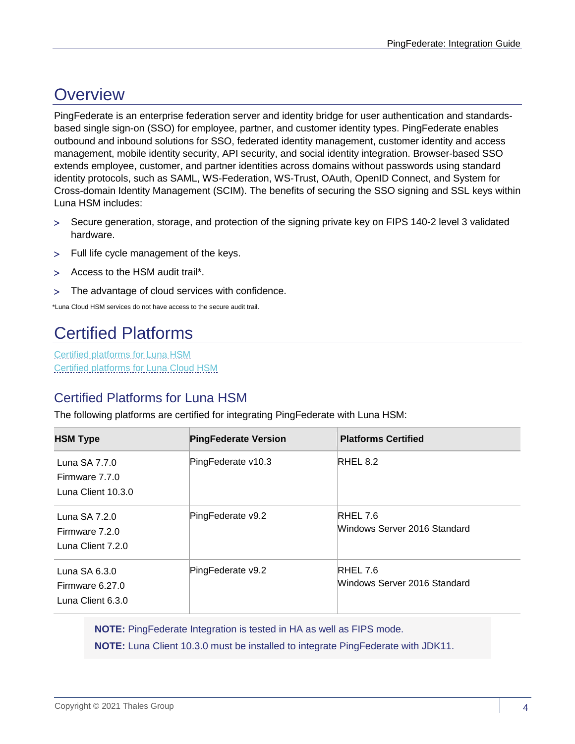# Overview

PingFederate is an enterprise federation server and identity bridge for user authentication and standards-based single sign-on (SSO) for employee, partner, and customer identity types. PingFederate enables outbound and inbound solutions for SSO, federated identity management, customer identity and access management, mobile identity security, API security, and social identity integration. Browser-based SSO extends employee, customer, and partner identities across domains without passwords using standard identity protocols, such as SAML, WS-Federation, WS-Trust, OAuth, OpenID Connect, and System for Cross-domain Identity Management (SCIM). The benefits of securing the SSO signing and SSL keys within Luna HSM includes:

> Secure generation, storage, and protection of the signing private key on FIPS 140-2 level 3 validated hardware.

> Full life cycle management of the keys.

> Access to the HSM audit trail*.

> The advantage of cloud services with confidence.

*Luna Cloud HSM services do not have access to the secure audit trail.

# Certified Platforms

Certified platforms for Luna HSM
Certified platforms for Luna Cloud HSM

## Certified Platforms for Luna HSM

The following platforms are certified for integrating PingFederate with Luna HSM:

| HSM Type | PingFederate Version | Platforms Certified |
|---|---|---|
| Luna SA 7.7.0<br>Firmware 7.7.0<br>Luna Client 10.3.0 | PingFederate v10.3 | RHEL 8.2 |
| Luna SA 7.2.0<br>Firmware 7.2.0<br>Luna Client 7.2.0 | PingFederate v9.2 | RHEL 7.6<br>Windows Server 2016 Standard |
| Luna SA 6.3.0<br>Firmware 6.27.0<br>Luna Client 6.3.0 | PingFederate v9.2 | RHEL 7.6<br>Windows Server 2016 Standard |

**NOTE:** PingFederate Integration is tested in HA as well as FIPS mode.

**NOTE:** Luna Client 10.3.0 must be installed to integrate PingFederate with JDK11.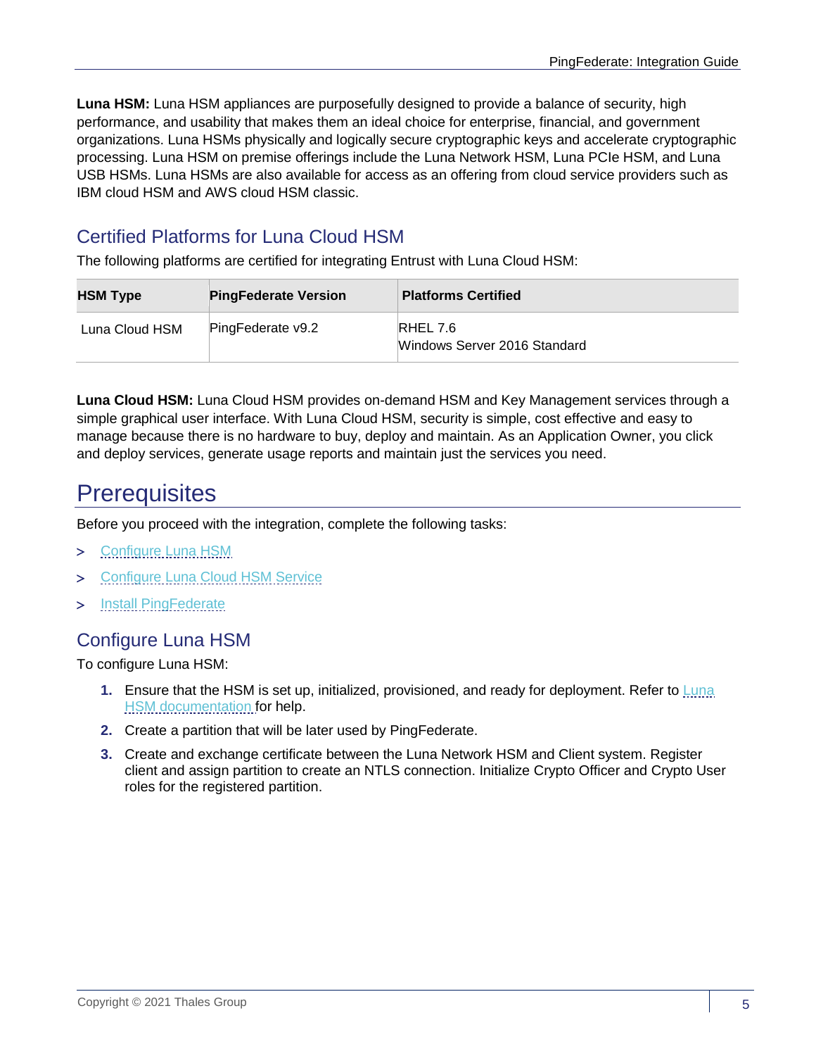**Luna HSM:** Luna HSM appliances are purposefully designed to provide a balance of security, high performance, and usability that makes them an ideal choice for enterprise, financial, and government organizations. Luna HSMs physically and logically secure cryptographic keys and accelerate cryptographic processing. Luna HSM on premise offerings include the Luna Network HSM, Luna PCIe HSM, and Luna USB HSMs. Luna HSMs are also available for access as an offering from cloud service providers such as IBM cloud HSM and AWS cloud HSM classic.

## Certified Platforms for Luna Cloud HSM

The following platforms are certified for integrating Entrust with Luna Cloud HSM:

| HSM Type | PingFederate Version | Platforms Certified |
|---|---|---|
| Luna Cloud HSM | PingFederate v9.2 | RHEL 7.6<br>Windows Server 2016 Standard |

**Luna Cloud HSM:** Luna Cloud HSM provides on-demand HSM and Key Management services through a simple graphical user interface. With Luna Cloud HSM, security is simple, cost effective and easy to manage because there is no hardware to buy, deploy and maintain. As an Application Owner, you click and deploy services, generate usage reports and maintain just the services you need.

# Prerequisites

Before you proceed with the integration, complete the following tasks:

> Configure Luna HSM

> Configure Luna Cloud HSM Service

> Install PingFederate

## Configure Luna HSM

To configure Luna HSM:

1. Ensure that the HSM is set up, initialized, provisioned, and ready for deployment. Refer to Luna HSM documentation for help.
2. Create a partition that will be later used by PingFederate.
3. Create and exchange certificate between the Luna Network HSM and Client system. Register client and assign partition to create an NTLS connection. Initialize Crypto Officer and Crypto User roles for the registered partition.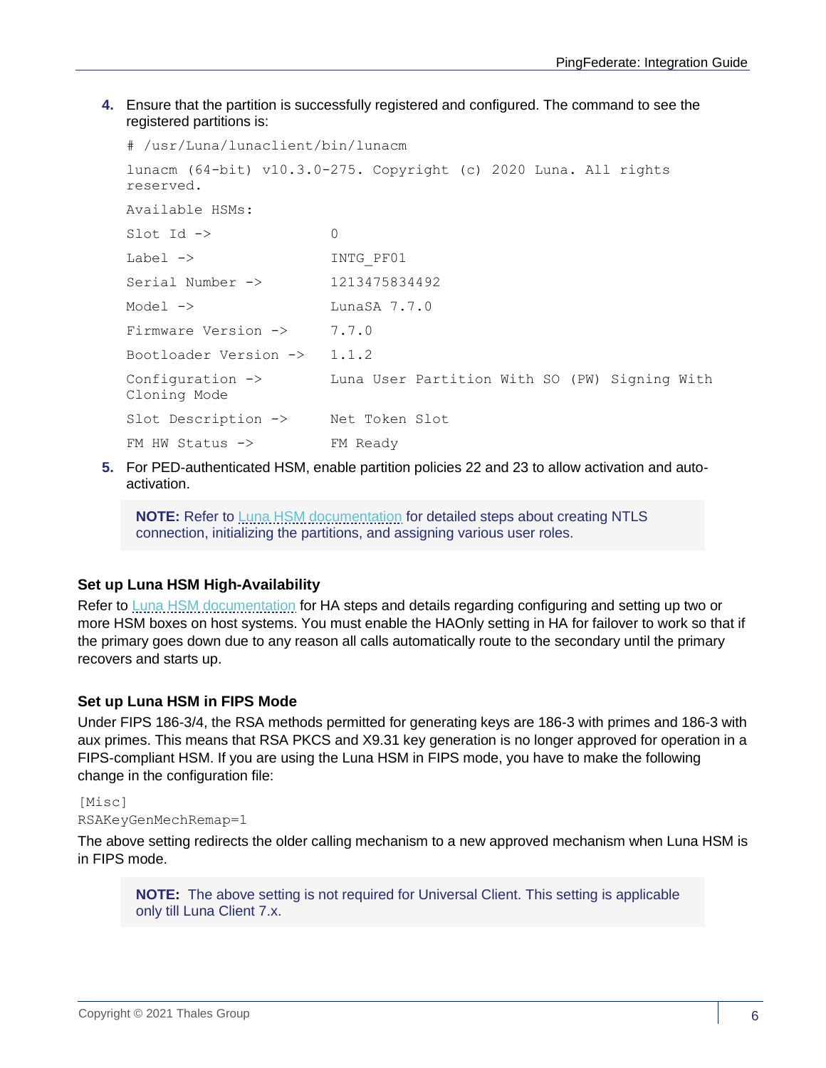4. Ensure that the partition is successfully registered and configured. The command to see the registered partitions is:

```
# /usr/Luna/lunaclient/bin/lunacm

lunacm (64-bit) v10.3.0-275. Copyright (c) 2020 Luna. All rights
reserved.

Available HSMs:

Slot Id ->                0

Label ->                  INTG_PF01

Serial Number ->          1213475834492

Model ->                  LunaSA 7.7.0

Firmware Version ->       7.7.0

Bootloader Version ->     1.1.2

Configuration ->          Luna User Partition With SO (PW) Signing With
Cloning Mode

Slot Description ->       Net Token Slot

FM HW Status ->           FM Ready
```

5. For PED-authenticated HSM, enable partition policies 22 and 23 to allow activation and auto-activation.

> **NOTE:** Refer to Luna HSM documentation for detailed steps about creating NTLS connection, initializing the partitions, and assigning various user roles.

### Set up Luna HSM High-Availability

Refer to Luna HSM documentation for HA steps and details regarding configuring and setting up two or more HSM boxes on host systems. You must enable the HAOnly setting in HA for failover to work so that if the primary goes down due to any reason all calls automatically route to the secondary until the primary recovers and starts up.

### Set up Luna HSM in FIPS Mode

Under FIPS 186-3/4, the RSA methods permitted for generating keys are 186-3 with primes and 186-3 with aux primes. This means that RSA PKCS and X9.31 key generation is no longer approved for operation in a FIPS-compliant HSM. If you are using the Luna HSM in FIPS mode, you have to make the following change in the configuration file:

```
[Misc]
RSAKeyGenMechRemap=1
```

The above setting redirects the older calling mechanism to a new approved mechanism when Luna HSM is in FIPS mode.

> **NOTE:** The above setting is not required for Universal Client. This setting is applicable only till Luna Client 7.x.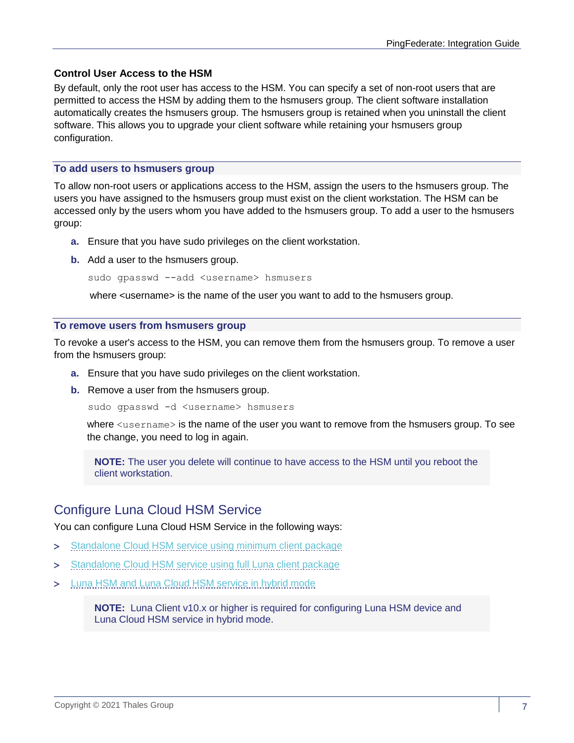### Control User Access to the HSM

By default, only the root user has access to the HSM. You can specify a set of non-root users that are permitted to access the HSM by adding them to the hsmusers group. The client software installation automatically creates the hsmusers group. The hsmusers group is retained when you uninstall the client software. This allows you to upgrade your client software while retaining your hsmusers group configuration.

#### To add users to hsmusers group

To allow non-root users or applications access to the HSM, assign the users to the hsmusers group. The users you have assigned to the hsmusers group must exist on the client workstation. The HSM can be accessed only by the users whom you have added to the hsmusers group. To add a user to the hsmusers group:

a. Ensure that you have sudo privileges on the client workstation.

b. Add a user to the hsmusers group.

```
sudo gpasswd --add <username> hsmusers
```

where <username> is the name of the user you want to add to the hsmusers group.

#### To remove users from hsmusers group

To revoke a user's access to the HSM, you can remove them from the hsmusers group. To remove a user from the hsmusers group:

a. Ensure that you have sudo privileges on the client workstation.

b. Remove a user from the hsmusers group.

```
sudo gpasswd -d <username> hsmusers
```

where `<username>` is the name of the user you want to remove from the hsmusers group. To see the change, you need to log in again.

> **NOTE:** The user you delete will continue to have access to the HSM until you reboot the client workstation.

## Configure Luna Cloud HSM Service

You can configure Luna Cloud HSM Service in the following ways:

- Standalone Cloud HSM service using minimum client package
- Standalone Cloud HSM service using full Luna client package
- Luna HSM and Luna Cloud HSM service in hybrid mode

> **NOTE:** Luna Client v10.x or higher is required for configuring Luna HSM device and Luna Cloud HSM service in hybrid mode.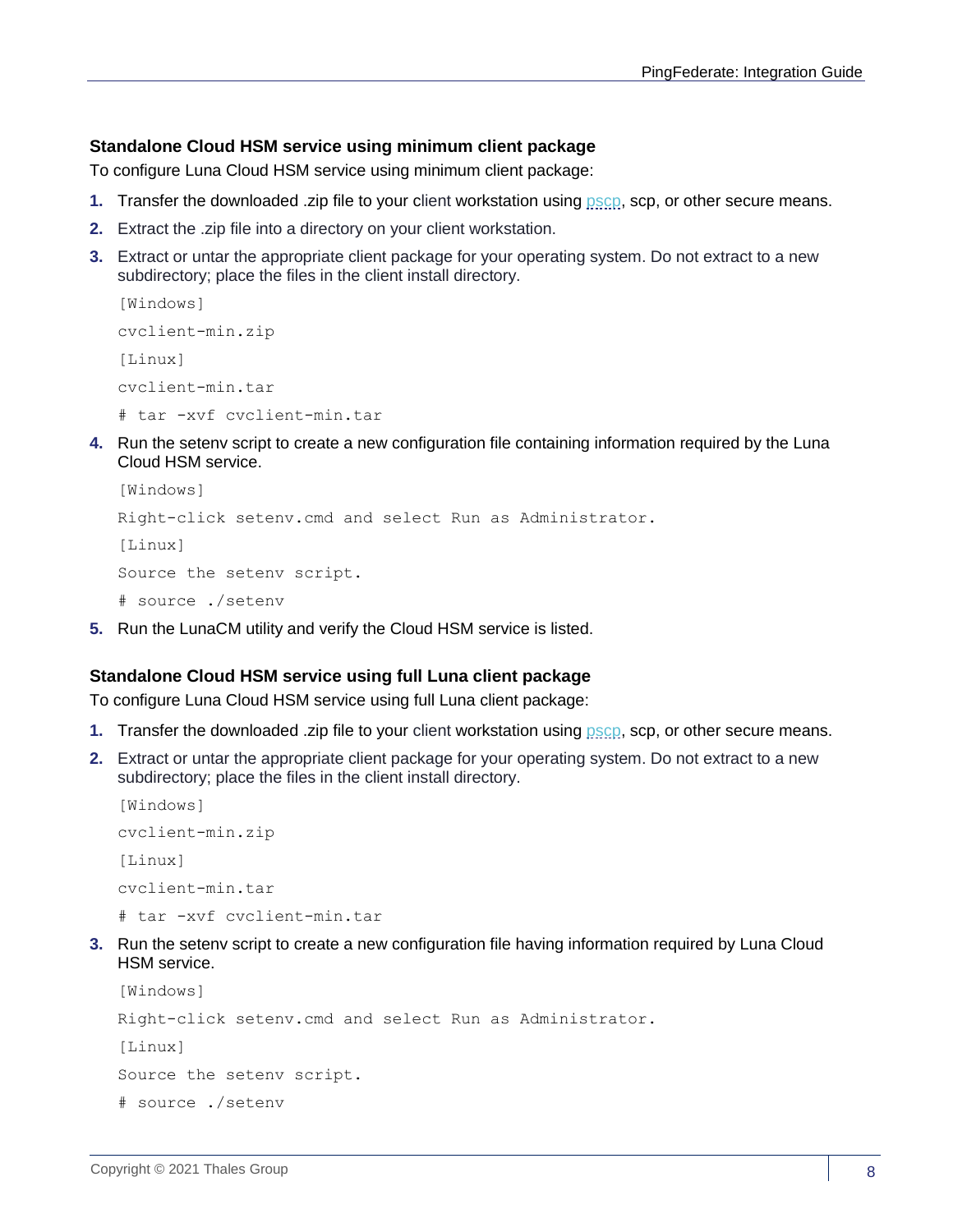### Standalone Cloud HSM service using minimum client package

To configure Luna Cloud HSM service using minimum client package:

1. Transfer the downloaded .zip file to your client workstation using pscp, scp, or other secure means.
2. Extract the .zip file into a directory on your client workstation.
3. Extract or untar the appropriate client package for your operating system. Do not extract to a new subdirectory; place the files in the client install directory.

```
[Windows]
cvclient-min.zip
[Linux]
cvclient-min.tar
# tar -xvf cvclient-min.tar
```

4. Run the setenv script to create a new configuration file containing information required by the Luna Cloud HSM service.

```
[Windows]
Right-click setenv.cmd and select Run as Administrator.
[Linux]
Source the setenv script.
# source ./setenv
```

5. Run the LunaCM utility and verify the Cloud HSM service is listed.

### Standalone Cloud HSM service using full Luna client package

To configure Luna Cloud HSM service using full Luna client package:

1. Transfer the downloaded .zip file to your client workstation using pscp, scp, or other secure means.
2. Extract or untar the appropriate client package for your operating system. Do not extract to a new subdirectory; place the files in the client install directory.

```
[Windows]
cvclient-min.zip
[Linux]
cvclient-min.tar
# tar -xvf cvclient-min.tar
```

3. Run the setenv script to create a new configuration file having information required by Luna Cloud HSM service.

```
[Windows]
Right-click setenv.cmd and select Run as Administrator.
[Linux]
Source the setenv script.
# source ./setenv
```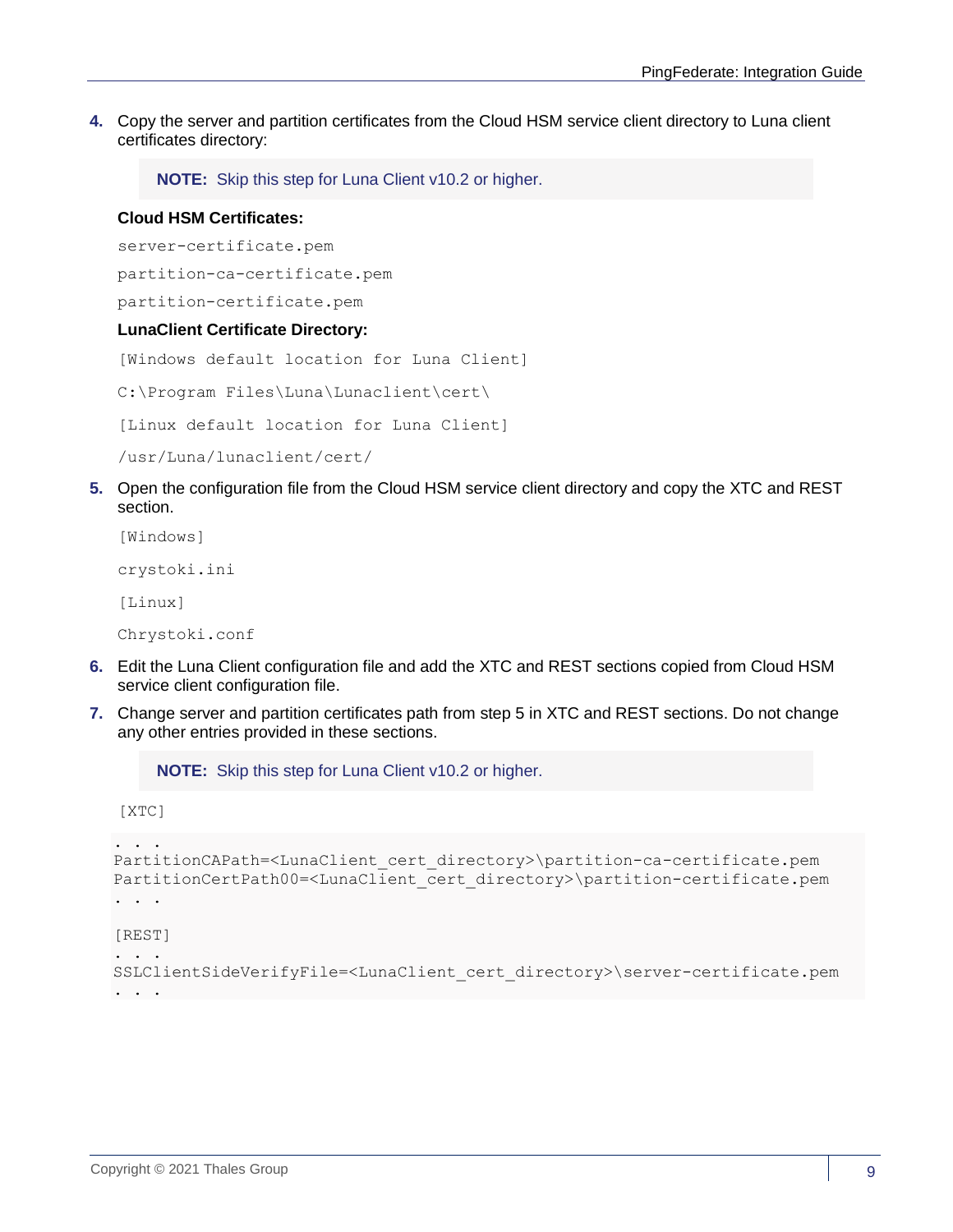4. Copy the server and partition certificates from the Cloud HSM service client directory to Luna client certificates directory:

   > **NOTE:** Skip this step for Luna Client v10.2 or higher.

   **Cloud HSM Certificates:**

   `server-certificate.pem`

   `partition-ca-certificate.pem`

   `partition-certificate.pem`

   **LunaClient Certificate Directory:**

   `[Windows default location for Luna Client]`

   `C:\Program Files\Luna\Lunaclient\cert\`

   `[Linux default location for Luna Client]`

   `/usr/Luna/lunaclient/cert/`

5. Open the configuration file from the Cloud HSM service client directory and copy the XTC and REST section.

   `[Windows]`

   `crystoki.ini`

   `[Linux]`

   `Chrystoki.conf`

6. Edit the Luna Client configuration file and add the XTC and REST sections copied from Cloud HSM service client configuration file.

7. Change server and partition certificates path from step 5 in XTC and REST sections. Do not change any other entries provided in these sections.

   > **NOTE:** Skip this step for Luna Client v10.2 or higher.

   `[XTC]`

```
. . .
PartitionCAPath=<LunaClient_cert_directory>\partition-ca-certificate.pem
PartitionCertPath00=<LunaClient_cert_directory>\partition-certificate.pem
. . .

[REST]
. . .
SSLClientSideVerifyFile=<LunaClient_cert_directory>\server-certificate.pem
. . .
```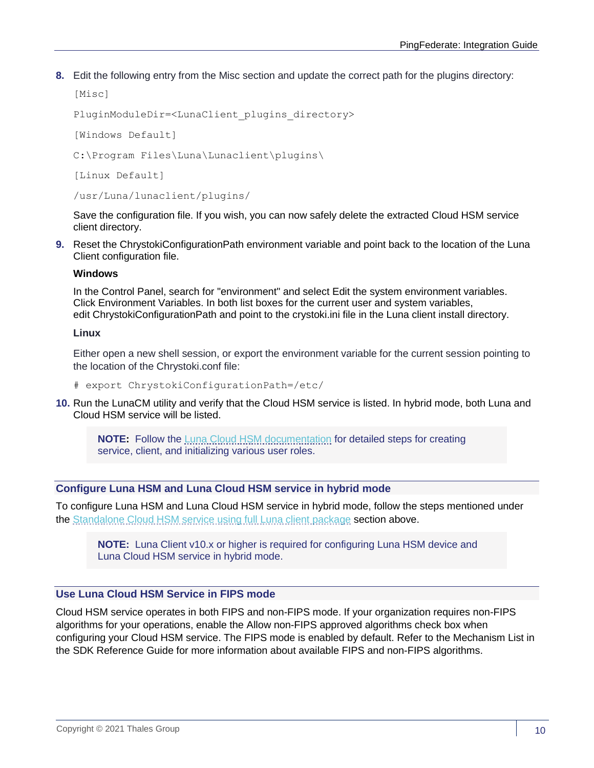8. Edit the following entry from the Misc section and update the correct path for the plugins directory:

   ```
   [Misc]

   PluginModuleDir=<LunaClient_plugins_directory>

   [Windows Default]

   C:\Program Files\Luna\Lunaclient\plugins\

   [Linux Default]

   /usr/Luna/lunaclient/plugins/
   ```

   Save the configuration file. If you wish, you can now safely delete the extracted Cloud HSM service client directory.

9. Reset the ChrystokiConfigurationPath environment variable and point back to the location of the Luna Client configuration file.

   **Windows**

   In the Control Panel, search for "environment" and select Edit the system environment variables. Click Environment Variables. In both list boxes for the current user and system variables, edit ChrystokiConfigurationPath and point to the crystoki.ini file in the Luna client install directory.

   **Linux**

   Either open a new shell session, or export the environment variable for the current session pointing to the location of the Chrystoki.conf file:

   ```
   # export ChrystokiConfigurationPath=/etc/
   ```

10. Run the LunaCM utility and verify that the Cloud HSM service is listed. In hybrid mode, both Luna and Cloud HSM service will be listed.

    > **NOTE:** Follow the Luna Cloud HSM documentation for detailed steps for creating service, client, and initializing various user roles.

### Configure Luna HSM and Luna Cloud HSM service in hybrid mode

To configure Luna HSM and Luna Cloud HSM service in hybrid mode, follow the steps mentioned under the Standalone Cloud HSM service using full Luna client package section above.

> **NOTE:** Luna Client v10.x or higher is required for configuring Luna HSM device and Luna Cloud HSM service in hybrid mode.

### Use Luna Cloud HSM Service in FIPS mode

Cloud HSM service operates in both FIPS and non-FIPS mode. If your organization requires non-FIPS algorithms for your operations, enable the Allow non-FIPS approved algorithms check box when configuring your Cloud HSM service. The FIPS mode is enabled by default. Refer to the Mechanism List in the SDK Reference Guide for more information about available FIPS and non-FIPS algorithms.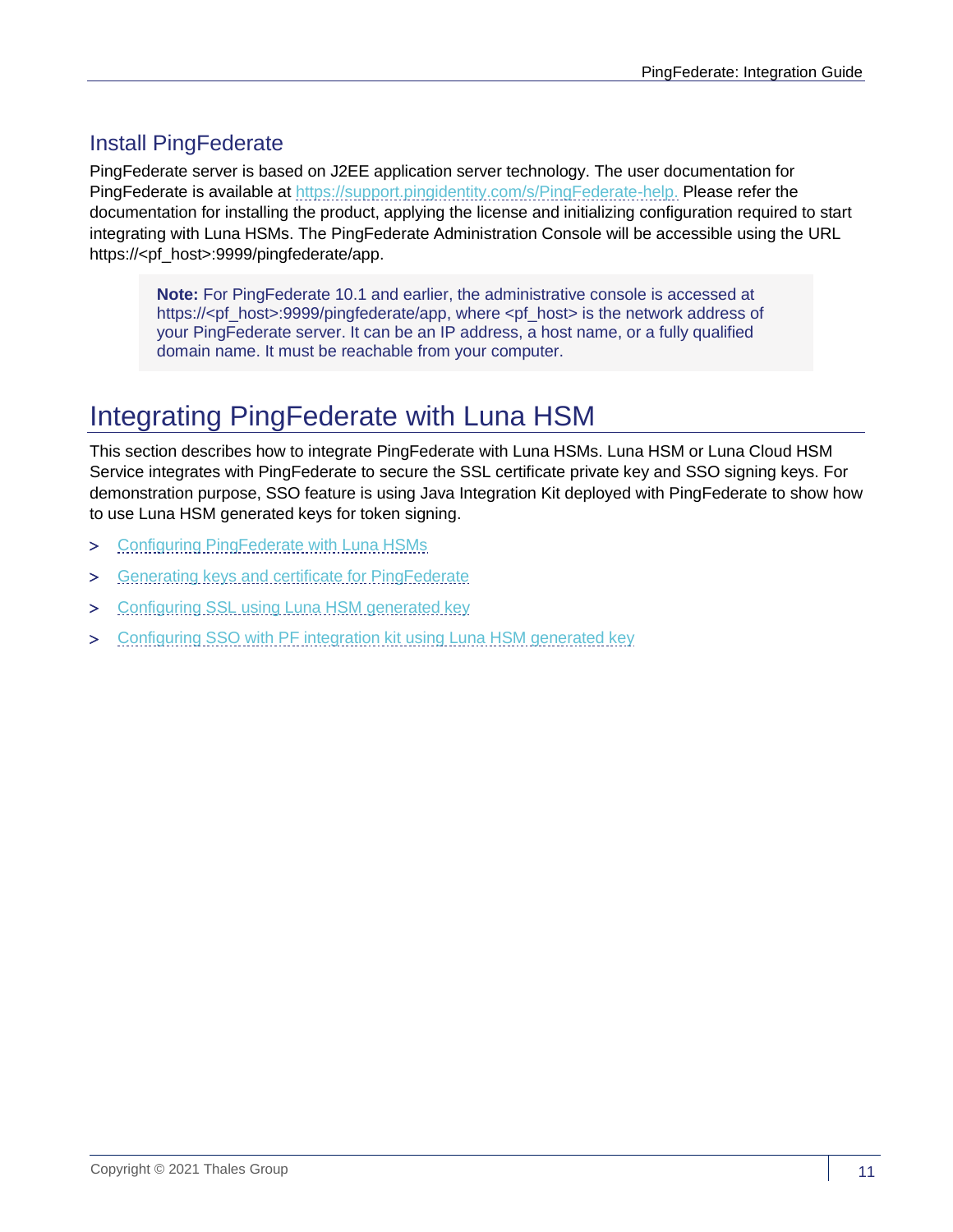## Install PingFederate

PingFederate server is based on J2EE application server technology. The user documentation for PingFederate is available at https://support.pingidentity.com/s/PingFederate-help. Please refer the documentation for installing the product, applying the license and initializing configuration required to start integrating with Luna HSMs. The PingFederate Administration Console will be accessible using the URL https://<pf_host>:9999/pingfederate/app.

> **Note:** For PingFederate 10.1 and earlier, the administrative console is accessed at https://<pf_host>:9999/pingfederate/app, where <pf_host> is the network address of your PingFederate server. It can be an IP address, a host name, or a fully qualified domain name. It must be reachable from your computer.

# Integrating PingFederate with Luna HSM

This section describes how to integrate PingFederate with Luna HSMs. Luna HSM or Luna Cloud HSM Service integrates with PingFederate to secure the SSL certificate private key and SSO signing keys. For demonstration purpose, SSO feature is using Java Integration Kit deployed with PingFederate to show how to use Luna HSM generated keys for token signing.

- Configuring PingFederate with Luna HSMs
- Generating keys and certificate for PingFederate
- Configuring SSL using Luna HSM generated key
- Configuring SSO with PF integration kit using Luna HSM generated key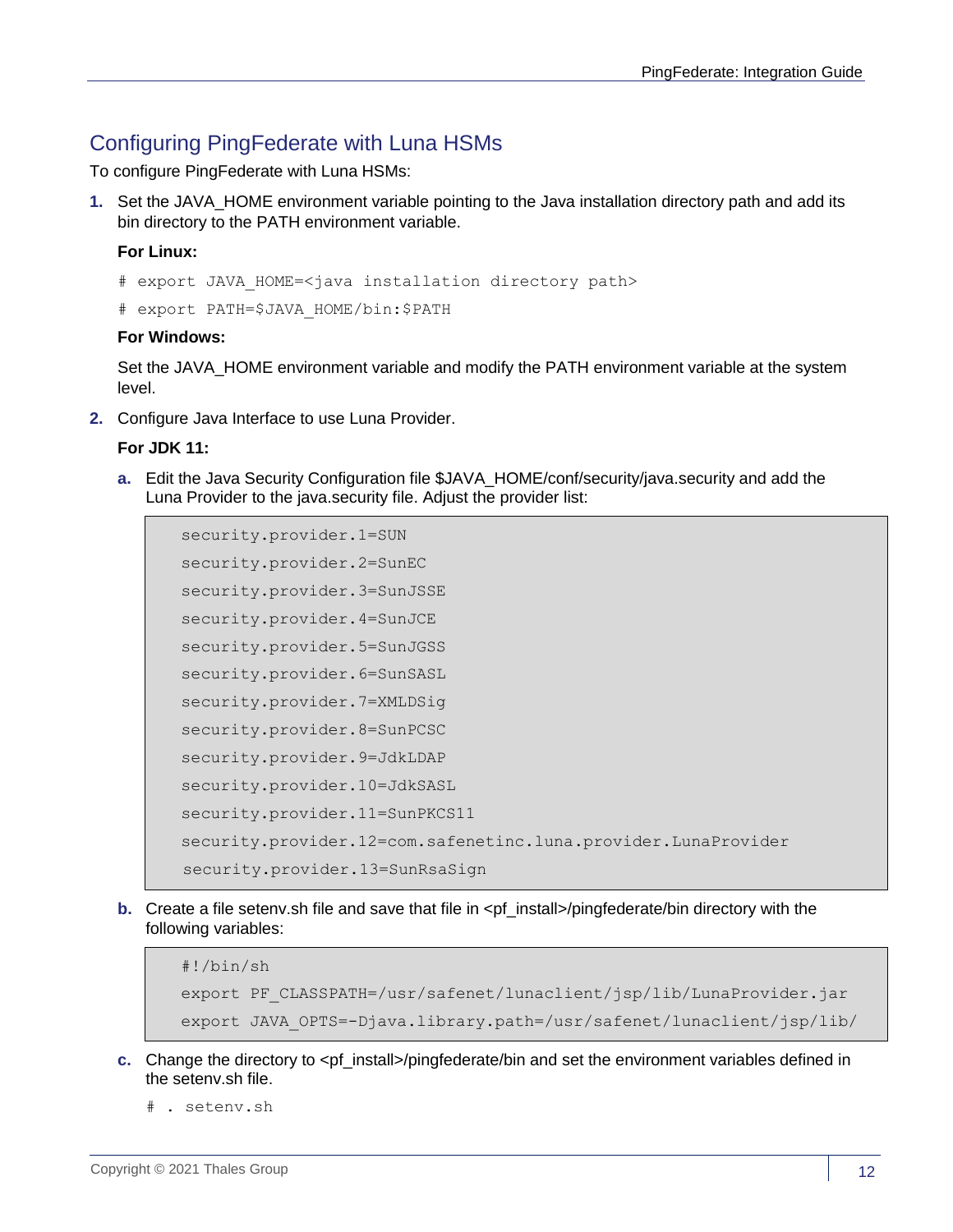## Configuring PingFederate with Luna HSMs

To configure PingFederate with Luna HSMs:

1. Set the JAVA_HOME environment variable pointing to the Java installation directory path and add its bin directory to the PATH environment variable.

   **For Linux:**

   ```
   # export JAVA_HOME=<java installation directory path>
   # export PATH=$JAVA_HOME/bin:$PATH
   ```

   **For Windows:**

   Set the JAVA_HOME environment variable and modify the PATH environment variable at the system level.

2. Configure Java Interface to use Luna Provider.

   **For JDK 11:**

   a. Edit the Java Security Configuration file $JAVA_HOME/conf/security/java.security and add the Luna Provider to the java.security file. Adjust the provider list:

   ```
   security.provider.1=SUN
   security.provider.2=SunEC
   security.provider.3=SunJSSE
   security.provider.4=SunJCE
   security.provider.5=SunJGSS
   security.provider.6=SunSASL
   security.provider.7=XMLDSig
   security.provider.8=SunPCSC
   security.provider.9=JdkLDAP
   security.provider.10=JdkSASL
   security.provider.11=SunPKCS11
   security.provider.12=com.safenetinc.luna.provider.LunaProvider
   security.provider.13=SunRsaSign
   ```

   b. Create a file setenv.sh file and save that file in <pf_install>/pingfederate/bin directory with the following variables:

   ```
   #!/bin/sh
   export PF_CLASSPATH=/usr/safenet/lunaclient/jsp/lib/LunaProvider.jar
   export JAVA_OPTS=-Djava.library.path=/usr/safenet/lunaclient/jsp/lib/
   ```

   c. Change the directory to <pf_install>/pingfederate/bin and set the environment variables defined in the setenv.sh file.

   ```
   # . setenv.sh
   ```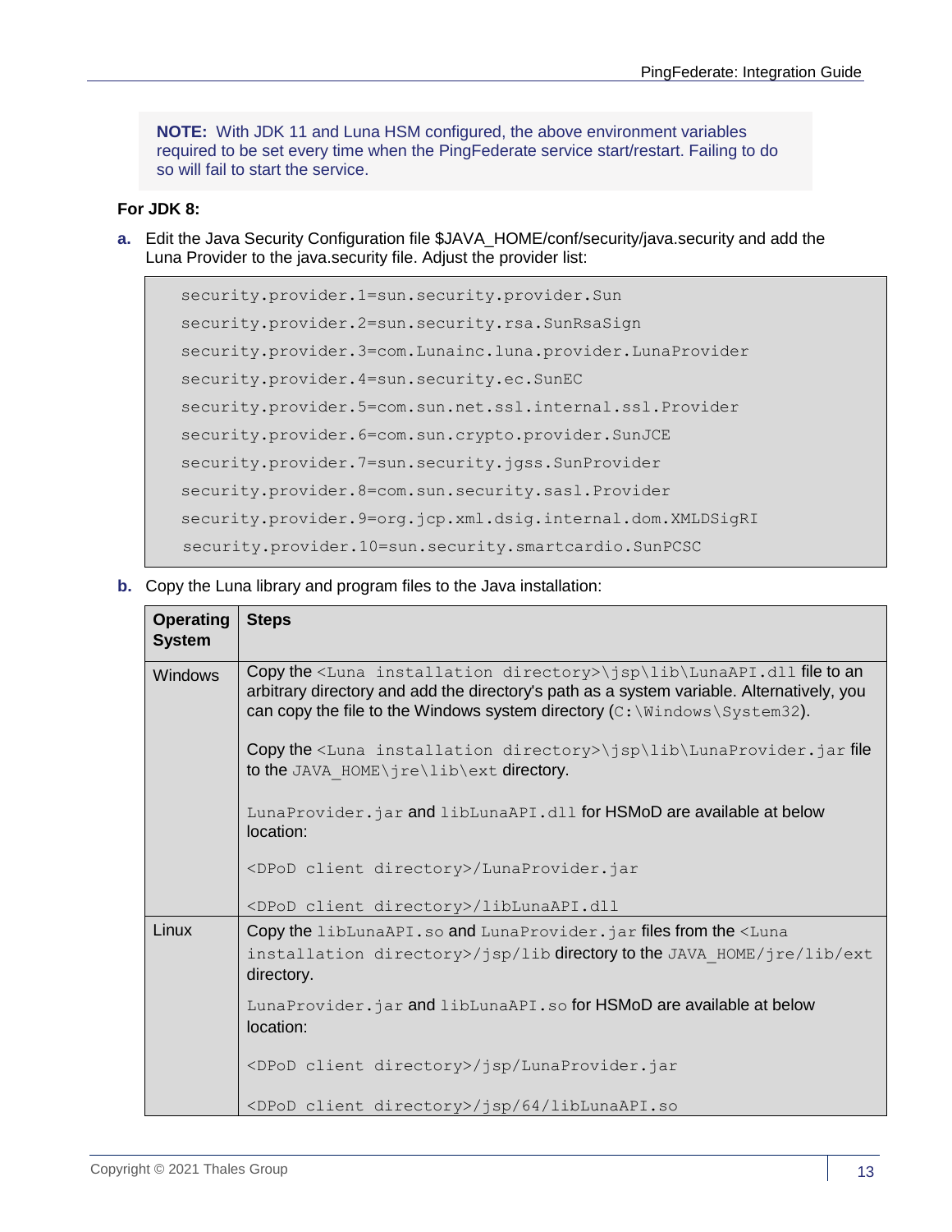> **NOTE:** With JDK 11 and Luna HSM configured, the above environment variables required to be set every time when the PingFederate service start/restart. Failing to do so will fail to start the service.

**For JDK 8:**

**a.** Edit the Java Security Configuration file $JAVA_HOME/conf/security/java.security and add the Luna Provider to the java.security file. Adjust the provider list:

```
security.provider.1=sun.security.provider.Sun
security.provider.2=sun.security.rsa.SunRsaSign
security.provider.3=com.Lunainc.luna.provider.LunaProvider
security.provider.4=sun.security.ec.SunEC
security.provider.5=com.sun.net.ssl.internal.ssl.Provider
security.provider.6=com.sun.crypto.provider.SunJCE
security.provider.7=sun.security.jgss.SunProvider
security.provider.8=com.sun.security.sasl.Provider
security.provider.9=org.jcp.xml.dsig.internal.dom.XMLDSigRI
security.provider.10=sun.security.smartcardio.SunPCSC
```

**b.** Copy the Luna library and program files to the Java installation:

| Operating System | Steps |
|---|---|
| Windows | Copy the `<Luna installation directory>\jsp\lib\LunaAPI.dll` file to an arbitrary directory and add the directory's path as a system variable. Alternatively, you can copy the file to the Windows system directory (`C:\Windows\System32`).<br><br>Copy the `<Luna installation directory>\jsp\lib\LunaProvider.jar` file to the `JAVA_HOME\jre\lib\ext` directory.<br><br>`LunaProvider.jar` and `libLunaAPI.dll` for HSMoD are available at below location:<br><br>`<DPoD client directory>/LunaProvider.jar`<br><br>`<DPoD client directory>/libLunaAPI.dll` |
| Linux | Copy the `libLunaAPI.so` and `LunaProvider.jar` files from the `<Luna installation directory>/jsp/lib` directory to the `JAVA_HOME/jre/lib/ext` directory.<br><br>`LunaProvider.jar` and `libLunaAPI.so` for HSMoD are available at below location:<br><br>`<DPoD client directory>/jsp/LunaProvider.jar`<br><br>`<DPoD client directory>/jsp/64/libLunaAPI.so` |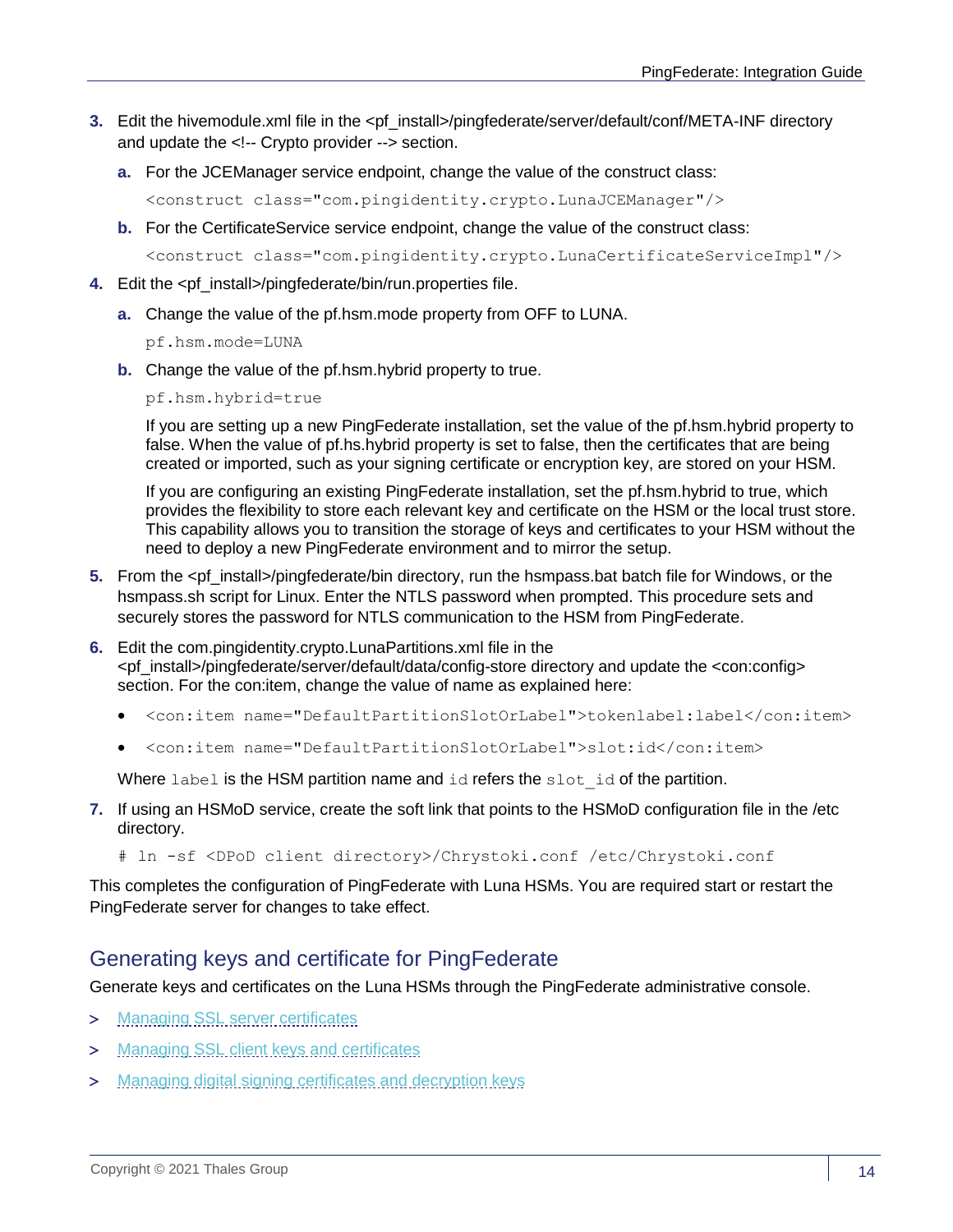3. Edit the hivemodule.xml file in the <pf_install>/pingfederate/server/default/conf/META-INF directory and update the <!-- Crypto provider --> section.

   a. For the JCEManager service endpoint, change the value of the construct class:

      ```
      <construct class="com.pingidentity.crypto.LunaJCEManager"/>
      ```

   b. For the CertificateService service endpoint, change the value of the construct class:

      ```
      <construct class="com.pingidentity.crypto.LunaCertificateServiceImpl"/>
      ```

4. Edit the <pf_install>/pingfederate/bin/run.properties file.

   a. Change the value of the pf.hsm.mode property from OFF to LUNA.

      ```
      pf.hsm.mode=LUNA
      ```

   b. Change the value of the pf.hsm.hybrid property to true.

      ```
      pf.hsm.hybrid=true
      ```

      If you are setting up a new PingFederate installation, set the value of the pf.hsm.hybrid property to false. When the value of pf.hs.hybrid property is set to false, then the certificates that are being created or imported, such as your signing certificate or encryption key, are stored on your HSM.

      If you are configuring an existing PingFederate installation, set the pf.hsm.hybrid to true, which provides the flexibility to store each relevant key and certificate on the HSM or the local trust store. This capability allows you to transition the storage of keys and certificates to your HSM without the need to deploy a new PingFederate environment and to mirror the setup.

5. From the <pf_install>/pingfederate/bin directory, run the hsmpass.bat batch file for Windows, or the hsmpass.sh script for Linux. Enter the NTLS password when prompted. This procedure sets and securely stores the password for NTLS communication to the HSM from PingFederate.

6. Edit the com.pingidentity.crypto.LunaPartitions.xml file in the <pf_install>/pingfederate/server/default/data/config-store directory and update the <con:config> section. For the con:item, change the value of name as explained here:

   - `<con:item name="DefaultPartitionSlotOrLabel">tokenlabel:label</con:item>`
   - `<con:item name="DefaultPartitionSlotOrLabel">slot:id</con:item>`

   Where `label` is the HSM partition name and `id` refers the `slot_id` of the partition.

7. If using an HSMoD service, create the soft link that points to the HSMoD configuration file in the /etc directory.

   ```
   # ln -sf <DPoD client directory>/Chrystoki.conf /etc/Chrystoki.conf
   ```

This completes the configuration of PingFederate with Luna HSMs. You are required start or restart the PingFederate server for changes to take effect.

## Generating keys and certificate for PingFederate

Generate keys and certificates on the Luna HSMs through the PingFederate administrative console.

> Managing SSL server certificates

> Managing SSL client keys and certificates

> Managing digital signing certificates and decryption keys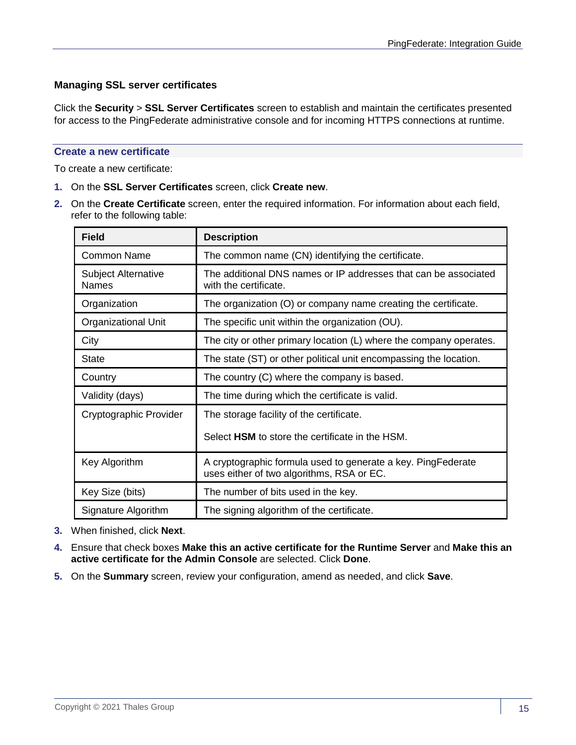### Managing SSL server certificates

Click the **Security** > **SSL Server Certificates** screen to establish and maintain the certificates presented for access to the PingFederate administrative console and for incoming HTTPS connections at runtime.

#### Create a new certificate

To create a new certificate:

1. On the **SSL Server Certificates** screen, click **Create new**.
2. On the **Create Certificate** screen, enter the required information. For information about each field, refer to the following table:

| Field | Description |
| --- | --- |
| Common Name | The common name (CN) identifying the certificate. |
| Subject Alternative Names | The additional DNS names or IP addresses that can be associated with the certificate. |
| Organization | The organization (O) or company name creating the certificate. |
| Organizational Unit | The specific unit within the organization (OU). |
| City | The city or other primary location (L) where the company operates. |
| State | The state (ST) or other political unit encompassing the location. |
| Country | The country (C) where the company is based. |
| Validity (days) | The time during which the certificate is valid. |
| Cryptographic Provider | The storage facility of the certificate.<br><br>Select **HSM** to store the certificate in the HSM. |
| Key Algorithm | A cryptographic formula used to generate a key. PingFederate uses either of two algorithms, RSA or EC. |
| Key Size (bits) | The number of bits used in the key. |
| Signature Algorithm | The signing algorithm of the certificate. |

3. When finished, click **Next**.
4. Ensure that check boxes **Make this an active certificate for the Runtime Server** and **Make this an active certificate for the Admin Console** are selected. Click **Done**.
5. On the **Summary** screen, review your configuration, amend as needed, and click **Save**.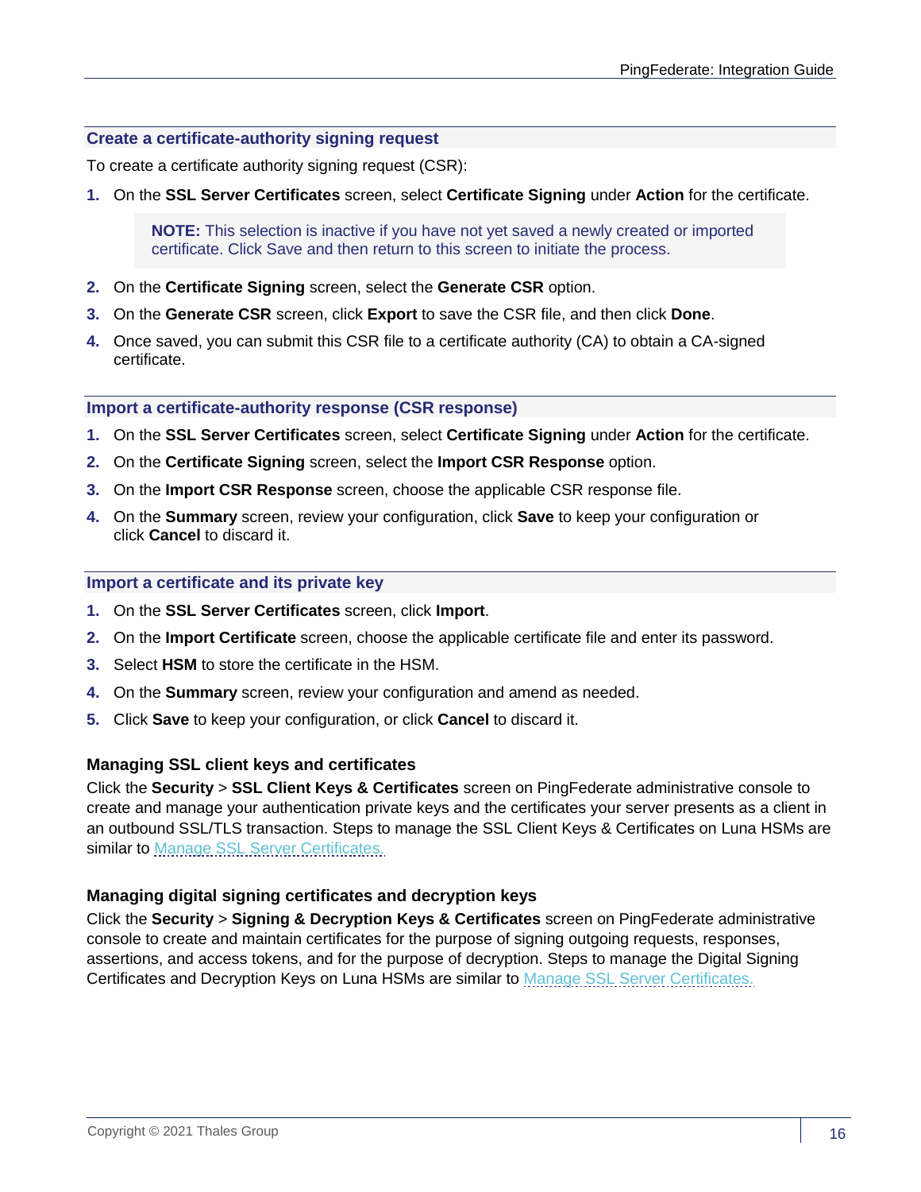### Create a certificate-authority signing request

To create a certificate authority signing request (CSR):

1. On the **SSL Server Certificates** screen, select **Certificate Signing** under **Action** for the certificate.

   > **NOTE:** This selection is inactive if you have not yet saved a newly created or imported certificate. Click Save and then return to this screen to initiate the process.

2. On the **Certificate Signing** screen, select the **Generate CSR** option.
3. On the **Generate CSR** screen, click **Export** to save the CSR file, and then click **Done**.
4. Once saved, you can submit this CSR file to a certificate authority (CA) to obtain a CA-signed certificate.

### Import a certificate-authority response (CSR response)

1. On the **SSL Server Certificates** screen, select **Certificate Signing** under **Action** for the certificate.
2. On the **Certificate Signing** screen, select the **Import CSR Response** option.
3. On the **Import CSR Response** screen, choose the applicable CSR response file.
4. On the **Summary** screen, review your configuration, click **Save** to keep your configuration or click **Cancel** to discard it.

### Import a certificate and its private key

1. On the **SSL Server Certificates** screen, click **Import**.
2. On the **Import Certificate** screen, choose the applicable certificate file and enter its password.
3. Select **HSM** to store the certificate in the HSM.
4. On the **Summary** screen, review your configuration and amend as needed.
5. Click **Save** to keep your configuration, or click **Cancel** to discard it.

## Managing SSL client keys and certificates

Click the **Security** > **SSL Client Keys & Certificates** screen on PingFederate administrative console to create and manage your authentication private keys and the certificates your server presents as a client in an outbound SSL/TLS transaction. Steps to manage the SSL Client Keys & Certificates on Luna HSMs are similar to Manage SSL Server Certificates.

## Managing digital signing certificates and decryption keys

Click the **Security** > **Signing & Decryption Keys & Certificates** screen on PingFederate administrative console to create and maintain certificates for the purpose of signing outgoing requests, responses, assertions, and access tokens, and for the purpose of decryption. Steps to manage the Digital Signing Certificates and Decryption Keys on Luna HSMs are similar to Manage SSL Server Certificates.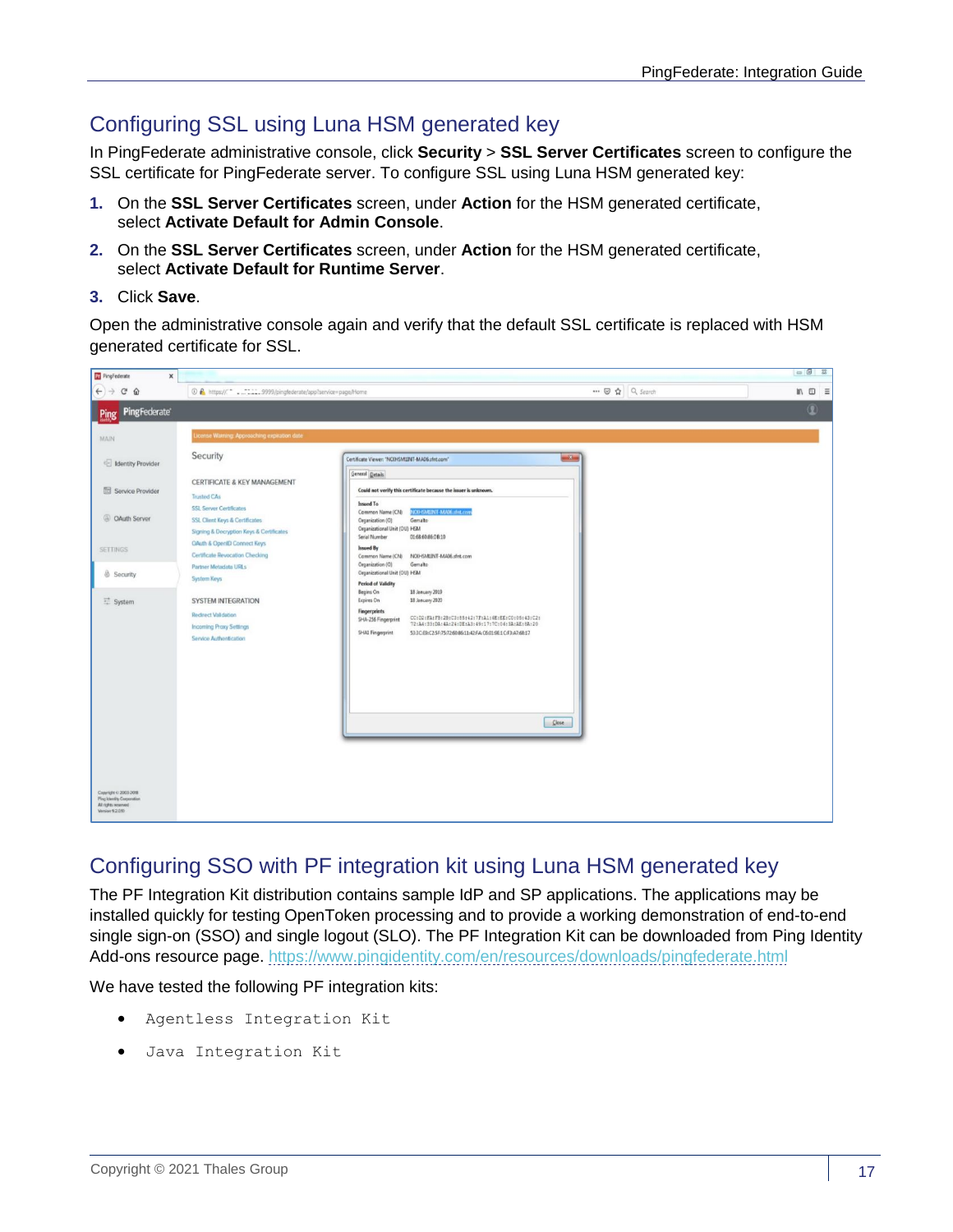## Configuring SSL using Luna HSM generated key

In PingFederate administrative console, click **Security** > **SSL Server Certificates** screen to configure the SSL certificate for PingFederate server. To configure SSL using Luna HSM generated key:

1. On the **SSL Server Certificates** screen, under **Action** for the HSM generated certificate, select **Activate Default for Admin Console**.
2. On the **SSL Server Certificates** screen, under **Action** for the HSM generated certificate, select **Activate Default for Runtime Server**.
3. Click **Save**.

Open the administrative console again and verify that the default SSL certificate is replaced with HSM generated certificate for SSL.

## Configuring SSO with PF integration kit using Luna HSM generated key

The PF Integration Kit distribution contains sample IdP and SP applications. The applications may be installed quickly for testing OpenToken processing and to provide a working demonstration of end-to-end single sign-on (SSO) and single logout (SLO). The PF Integration Kit can be downloaded from Ping Identity Add-ons resource page. https://www.pingidentity.com/en/resources/downloads/pingfederate.html

We have tested the following PF integration kits:

- `Agentless Integration Kit`
- `Java Integration Kit`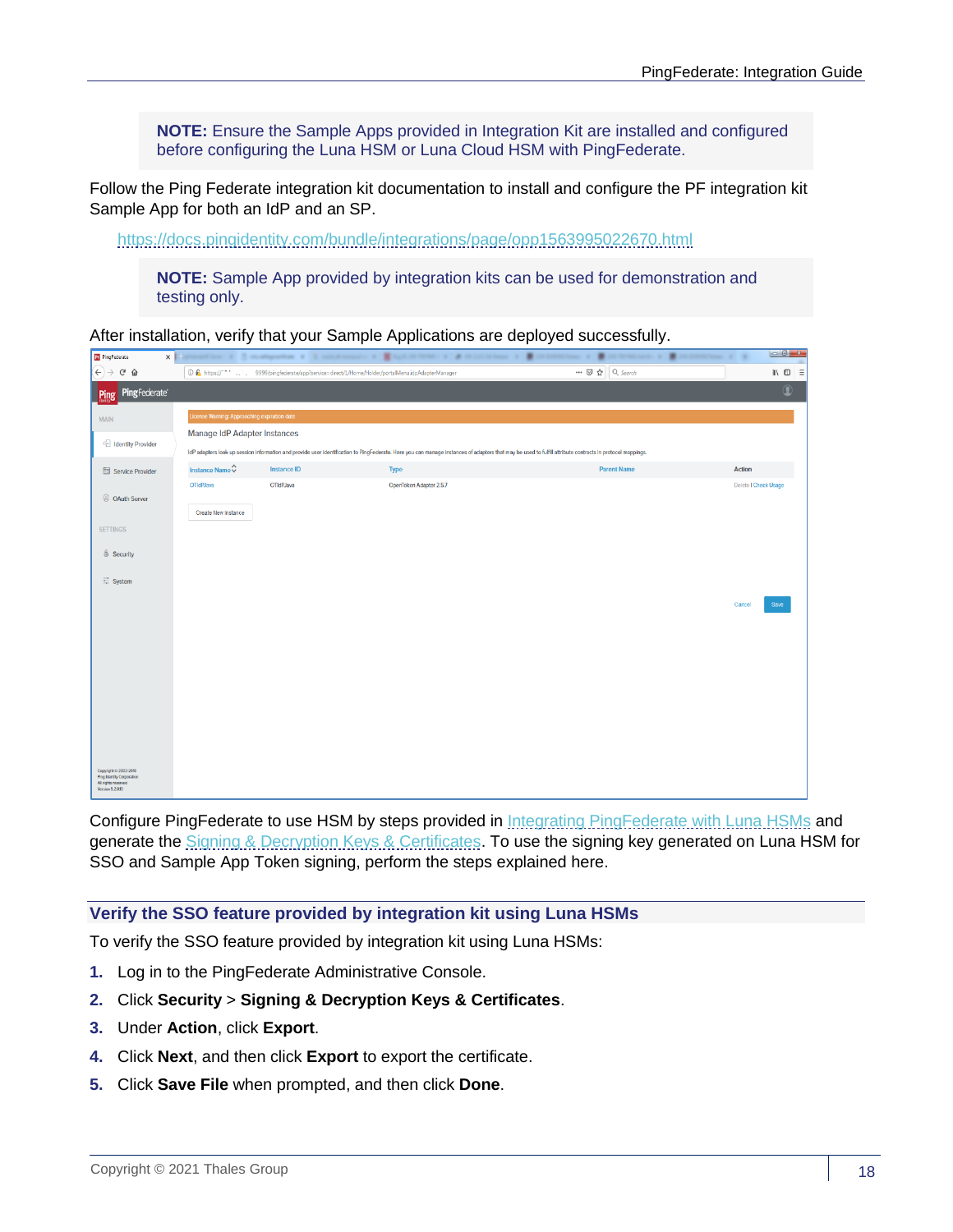**NOTE:** Ensure the Sample Apps provided in Integration Kit are installed and configured before configuring the Luna HSM or Luna Cloud HSM with PingFederate.

Follow the Ping Federate integration kit documentation to install and configure the PF integration kit Sample App for both an IdP and an SP.

https://docs.pingidentity.com/bundle/integrations/page/opp1563995022670.html

**NOTE:** Sample App provided by integration kits can be used for demonstration and testing only.

After installation, verify that your Sample Applications are deployed successfully.

Configure PingFederate to use HSM by steps provided in Integrating PingFederate with Luna HSMs and generate the Signing & Decryption Keys & Certificates. To use the signing key generated on Luna HSM for SSO and Sample App Token signing, perform the steps explained here.

## Verify the SSO feature provided by integration kit using Luna HSMs

To verify the SSO feature provided by integration kit using Luna HSMs:

1. Log in to the PingFederate Administrative Console.
2. Click **Security** > **Signing & Decryption Keys & Certificates**.
3. Under **Action**, click **Export**.
4. Click **Next**, and then click **Export** to export the certificate.
5. Click **Save File** when prompted, and then click **Done**.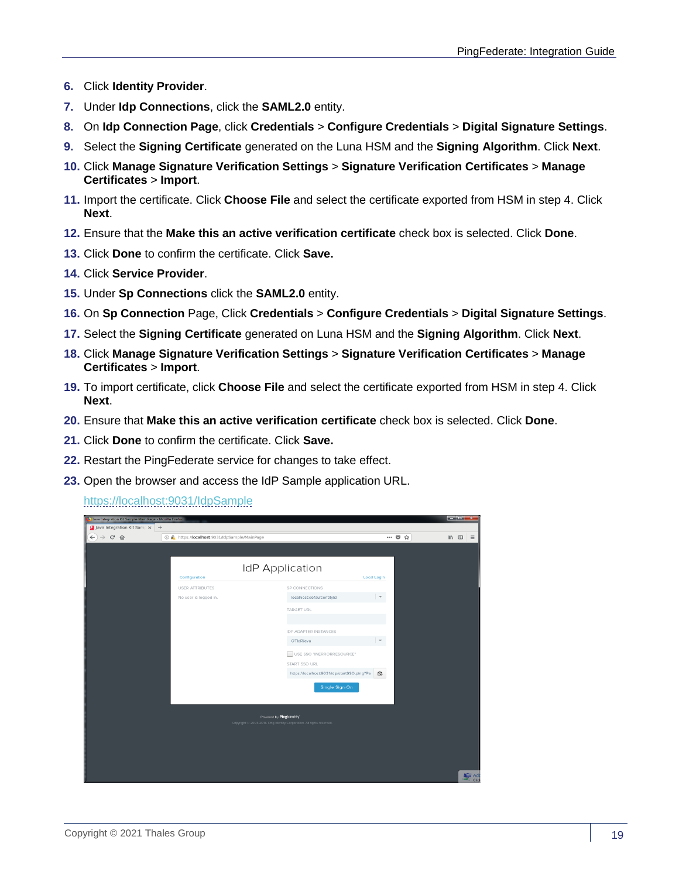6. Click **Identity Provider**.
7. Under **Idp Connections**, click the **SAML2.0** entity.
8. On **Idp Connection Page**, click **Credentials** > **Configure Credentials** > **Digital Signature Settings**.
9. Select the **Signing Certificate** generated on the Luna HSM and the **Signing Algorithm**. Click **Next**.
10. Click **Manage Signature Verification Settings** > **Signature Verification Certificates** > **Manage Certificates** > **Import**.
11. Import the certificate. Click **Choose File** and select the certificate exported from HSM in step 4. Click **Next**.
12. Ensure that the **Make this an active verification certificate** check box is selected. Click **Done**.
13. Click **Done** to confirm the certificate. Click **Save.**
14. Click **Service Provider**.
15. Under **Sp Connections** click the **SAML2.0** entity.
16. On **Sp Connection** Page, Click **Credentials** > **Configure Credentials** > **Digital Signature Settings**.
17. Select the **Signing Certificate** generated on Luna HSM and the **Signing Algorithm**. Click **Next**.
18. Click **Manage Signature Verification Settings** > **Signature Verification Certificates** > **Manage Certificates** > **Import**.
19. To import certificate, click **Choose File** and select the certificate exported from HSM in step 4. Click **Next**.
20. Ensure that **Make this an active verification certificate** check box is selected. Click **Done**.
21. Click **Done** to confirm the certificate. Click **Save.**
22. Restart the PingFederate service for changes to take effect.
23. Open the browser and access the IdP Sample application URL.

    https://localhost:9031/IdpSample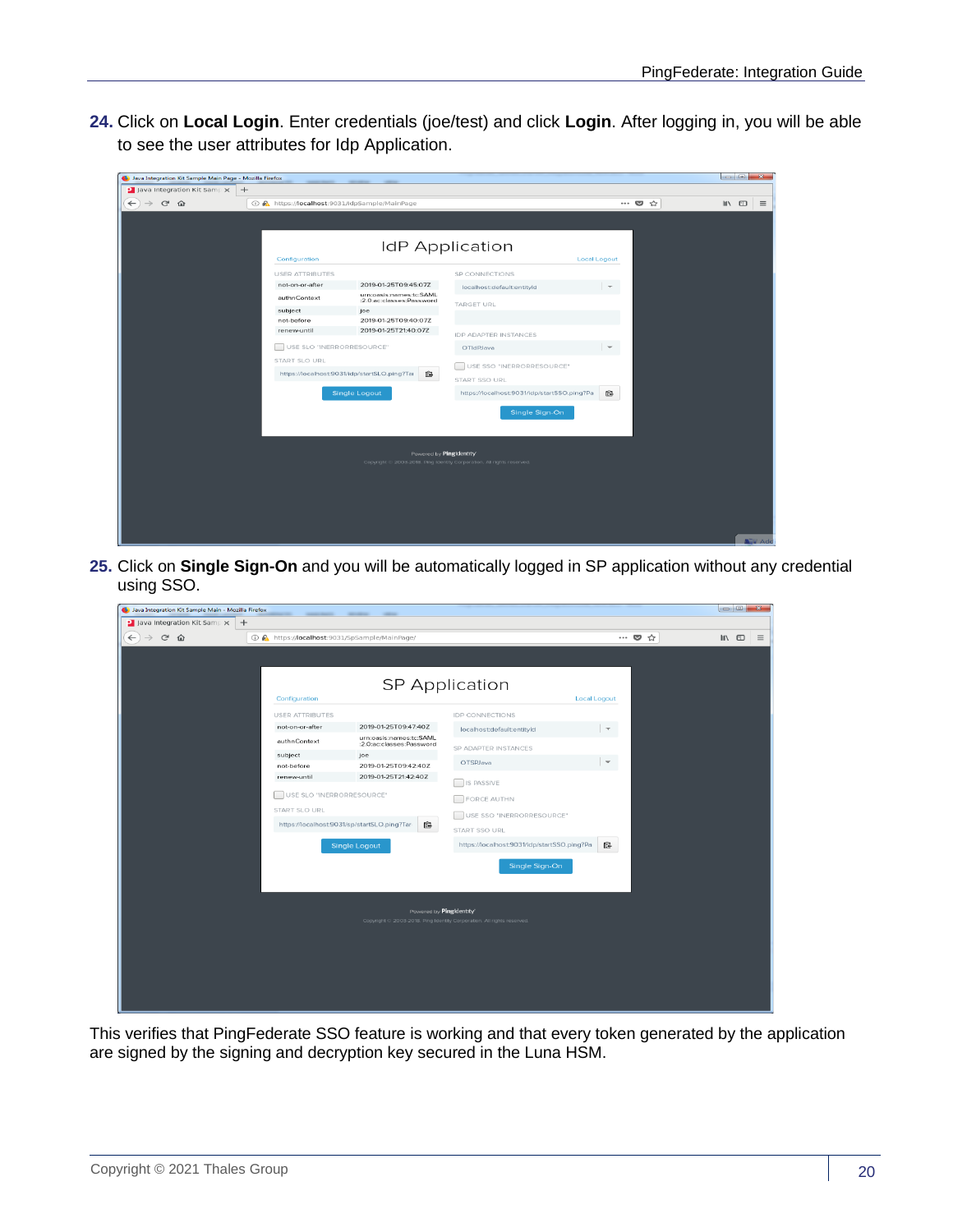24. Click on **Local Login**. Enter credentials (joe/test) and click **Login**. After logging in, you will be able to see the user attributes for Idp Application.

25. Click on **Single Sign-On** and you will be automatically logged in SP application without any credential using SSO.

This verifies that PingFederate SSO feature is working and that every token generated by the application are signed by the signing and decryption key secured in the Luna HSM.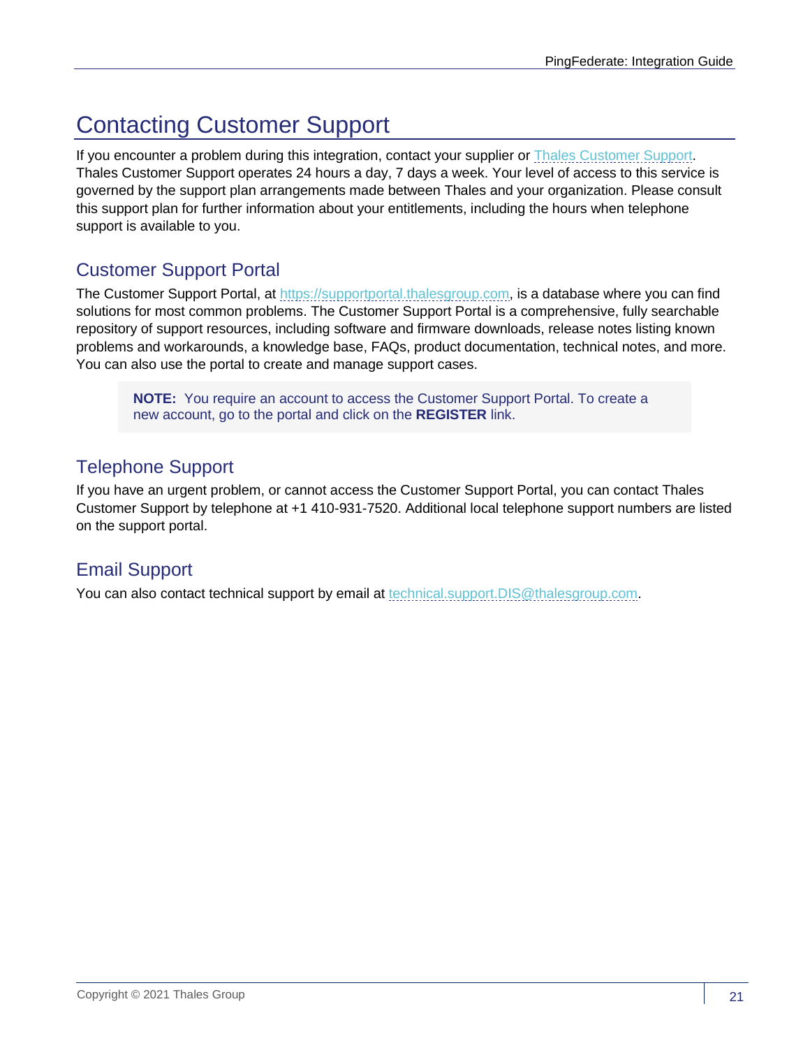# Contacting Customer Support

If you encounter a problem during this integration, contact your supplier or Thales Customer Support. Thales Customer Support operates 24 hours a day, 7 days a week. Your level of access to this service is governed by the support plan arrangements made between Thales and your organization. Please consult this support plan for further information about your entitlements, including the hours when telephone support is available to you.

## Customer Support Portal

The Customer Support Portal, at https://supportportal.thalesgroup.com, is a database where you can find solutions for most common problems. The Customer Support Portal is a comprehensive, fully searchable repository of support resources, including software and firmware downloads, release notes listing known problems and workarounds, a knowledge base, FAQs, product documentation, technical notes, and more. You can also use the portal to create and manage support cases.

> **NOTE:** You require an account to access the Customer Support Portal. To create a new account, go to the portal and click on the **REGISTER** link.

## Telephone Support

If you have an urgent problem, or cannot access the Customer Support Portal, you can contact Thales Customer Support by telephone at +1 410-931-7520. Additional local telephone support numbers are listed on the support portal.

## Email Support

You can also contact technical support by email at technical.support.DIS@thalesgroup.com.